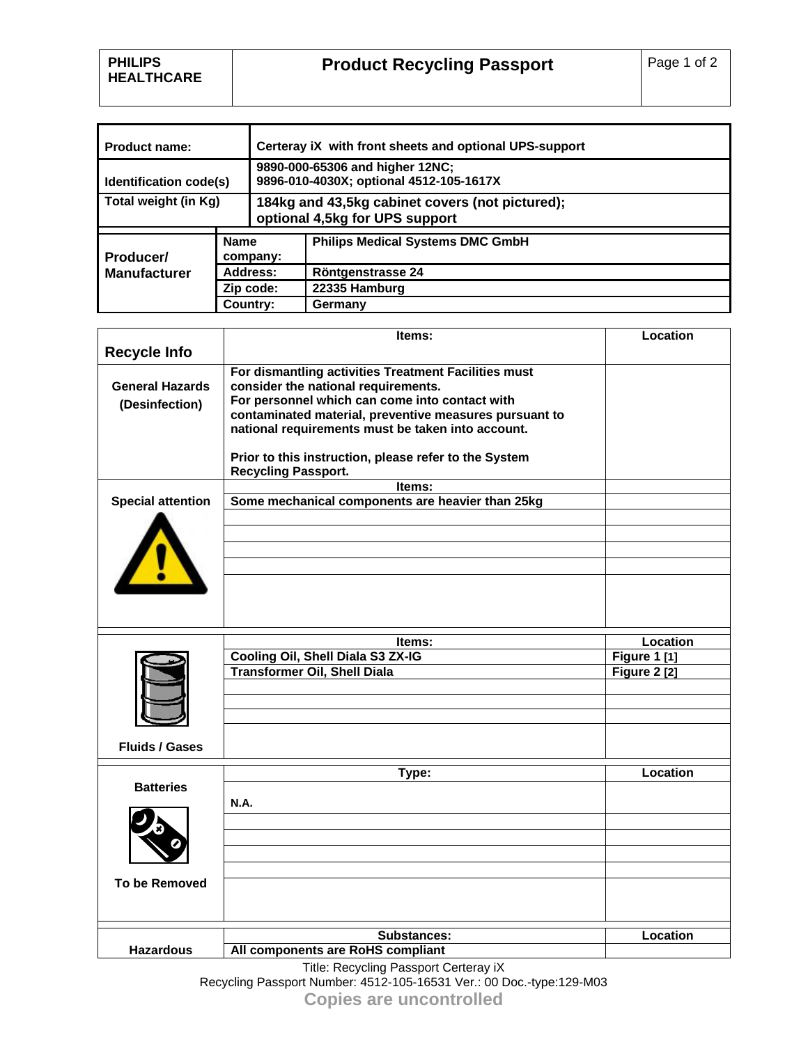# Product Recycling Passport

**PHILIPS HEALTHCARE**

| | |
|---|---|
| **Product name:** | **Certeray iX with front sheets and optional UPS-support** |
| **Identification code(s)** | **9890-000-65306 and higher 12NC;** **9896-010-4030X; optional 4512-105-1617X** |
| **Total weight (in Kg)** | **184kg and 43,5kg cabinet covers (not pictured); optional 4,5kg for UPS support** |

| **Producer/ Manufacturer** | | |
|---|---|---|
| | **Name company:** | **Philips Medical Systems DMC GmbH** |
| | **Address:** | **Röntgenstrasse 24** |
| | **Zip code:** | **22335 Hamburg** |
| | **Country:** | **Germany** |

| **Recycle Info** | **Items:** | **Location** |
|---|---|---|
| **General Hazards (Desinfection)** | **For dismantling activities Treatment Facilities must consider the national requirements.** **For personnel which can come into contact with contaminated material, preventive measures pursuant to national requirements must be taken into account.** **Prior to this instruction, please refer to the System Recycling Passport.** | |
| **Special attention** | **Items:** | |
| | **Some mechanical components are heavier than 25kg** | |

| **Fluids / Gases** | **Items:** | **Location** |
|---|---|---|
| | **Cooling Oil, Shell Diala S3 ZX-IG** | **Figure 1 [1]** |
| | **Transformer Oil, Shell Diala** | **Figure 2 [2]** |

| **Batteries To be Removed** | **Type:** | **Location** |
|---|---|---|
| | **N.A.** | |

| **Hazardous** | **Substances:** | **Location** |
|---|---|---|
| | **All components are RoHS compliant** | |

Title: Recycling Passport Certeray iX
Recycling Passport Number: 4512-105-16531 Ver.: 00 Doc.-type:129-M03
**Copies are uncontrolled**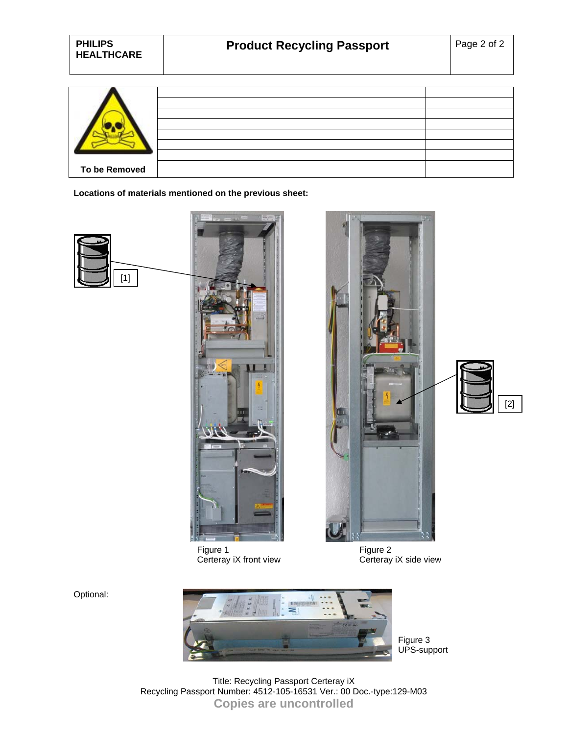| | | |
|---|---|---|
| To be Removed | | |
| | | |
| | | |
| | | |
| | | |
| | | |
| | | |
| | | |

**Locations of materials mentioned on the previous sheet:**

[1]

[2]

Figure 1
Certeray iX front view

Figure 2
Certeray iX side view

Optional:

Figure 3
UPS-support

Title: Recycling Passport Certeray iX
Recycling Passport Number: 4512-105-16531 Ver.: 00 Doc.-type:129-M03
Copies are uncontrolled